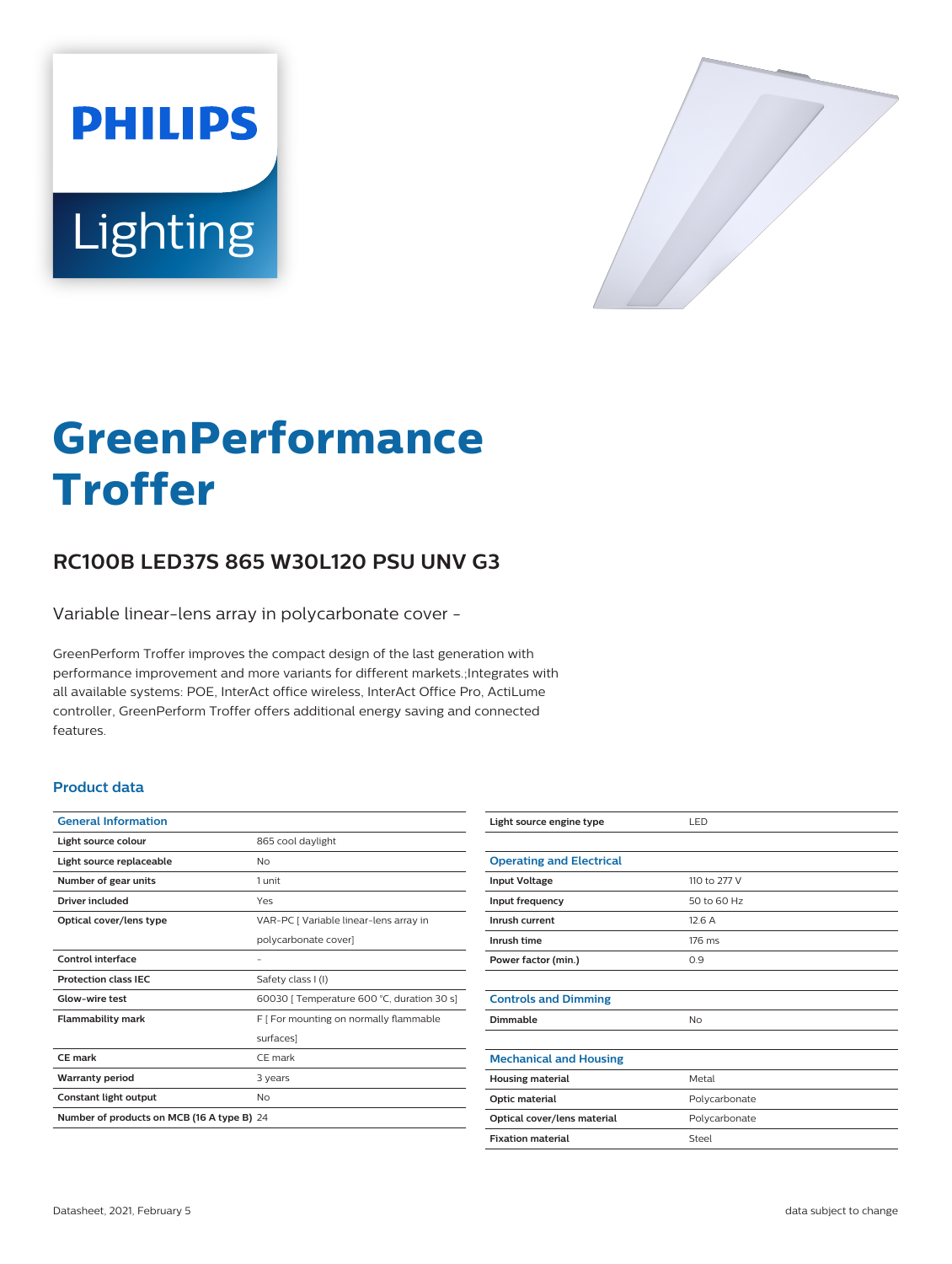# GreenPerformance Troffer

## RC100B LED37S 865 W30L120 PSU UNV G3

Variable linear-lens array in polycarbonate cover -

GreenPerform Troffer improves the compact design of the last generation with performance improvement and more variants for different markets.;Integrates with all available systems: POE, InterAct office wireless, InterAct Office Pro, ActiLume controller, GreenPerform Troffer offers additional energy saving and connected features.

### Product data

| General Information | |
|---|---|
| Light source colour | 865 cool daylight |
| Light source replaceable | No |
| Number of gear units | 1 unit |
| Driver included | Yes |
| Optical cover/lens type | VAR-PC [ Variable linear-lens array in polycarbonate cover] |
| Control interface | - |
| Protection class IEC | Safety class I (I) |
| Glow-wire test | 60030 [ Temperature 600 °C, duration 30 s] |
| Flammability mark | F [ For mounting on normally flammable surfaces] |
| CE mark | CE mark |
| Warranty period | 3 years |
| Constant light output | No |
| Number of products on MCB (16 A type B) | 24 |
| Light source engine type | LED |

| Operating and Electrical | |
|---|---|
| Input Voltage | 110 to 277 V |
| Input frequency | 50 to 60 Hz |
| Inrush current | 12.6 A |
| Inrush time | 176 ms |
| Power factor (min.) | 0.9 |

| Controls and Dimming | |
|---|---|
| Dimmable | No |

| Mechanical and Housing | |
|---|---|
| Housing material | Metal |
| Optic material | Polycarbonate |
| Optical cover/lens material | Polycarbonate |
| Fixation material | Steel |

Datasheet, 2021, February 5

data subject to change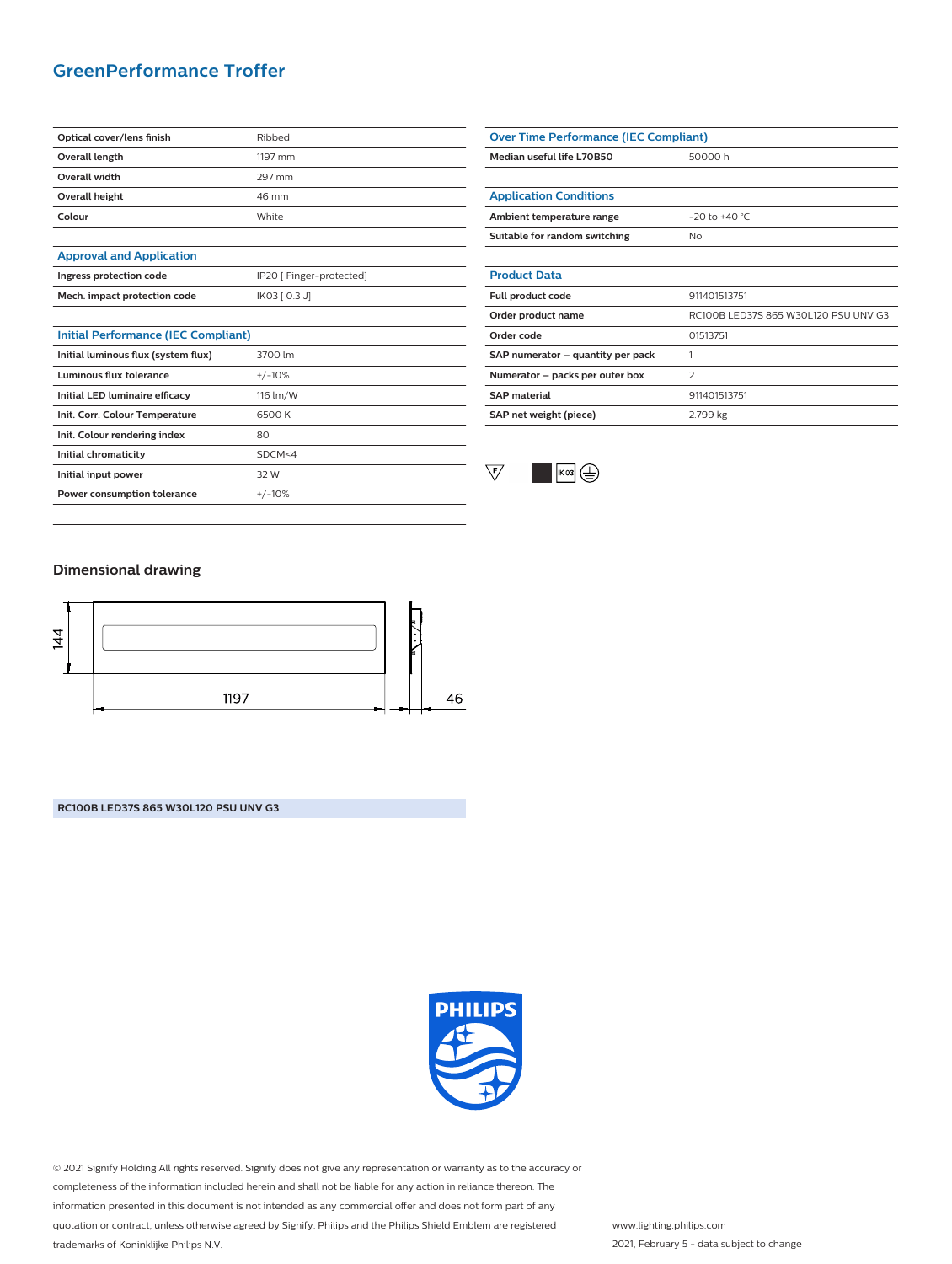# GreenPerformance Troffer

| | |
|---|---|
| Optical cover/lens finish | Ribbed |
| Overall length | 1197 mm |
| Overall width | 297 mm |
| Overall height | 46 mm |
| Colour | White |

## Approval and Application

| | |
|---|---|
| Ingress protection code | IP20 [ Finger-protected] |
| Mech. impact protection code | IK03 [ 0.3 J] |

## Initial Performance (IEC Compliant)

| | |
|---|---|
| Initial luminous flux (system flux) | 3700 lm |
| Luminous flux tolerance | +/-10% |
| Initial LED luminaire efficacy | 116 lm/W |
| Init. Corr. Colour Temperature | 6500 K |
| Init. Colour rendering index | 80 |
| Initial chromaticity | SDCM<4 |
| Initial input power | 32 W |
| Power consumption tolerance | +/-10% |

## Over Time Performance (IEC Compliant)

| | |
|---|---|
| Median useful life L70B50 | 50000 h |

## Application Conditions

| | |
|---|---|
| Ambient temperature range | -20 to +40 °C |
| Suitable for random switching | No |

## Product Data

| | |
|---|---|
| Full product code | 911401513751 |
| Order product name | RC100B LED37S 865 W30L120 PSU UNV G3 |
| Order code | 01513751 |
| SAP numerator – quantity per pack | 1 |
| Numerator – packs per outer box | 2 |
| SAP material | 911401513751 |
| SAP net weight (piece) | 2.799 kg |

## Dimensional drawing

144

1197

46

**RC100B LED37S 865 W30L120 PSU UNV G3**

© 2021 Signify Holding All rights reserved. Signify does not give any representation or warranty as to the accuracy or completeness of the information included herein and shall not be liable for any action in reliance thereon. The information presented in this document is not intended as any commercial offer and does not form part of any quotation or contract, unless otherwise agreed by Signify. Philips and the Philips Shield Emblem are registered trademarks of Koninklijke Philips N.V.

www.lighting.philips.com

2021, February 5 - data subject to change